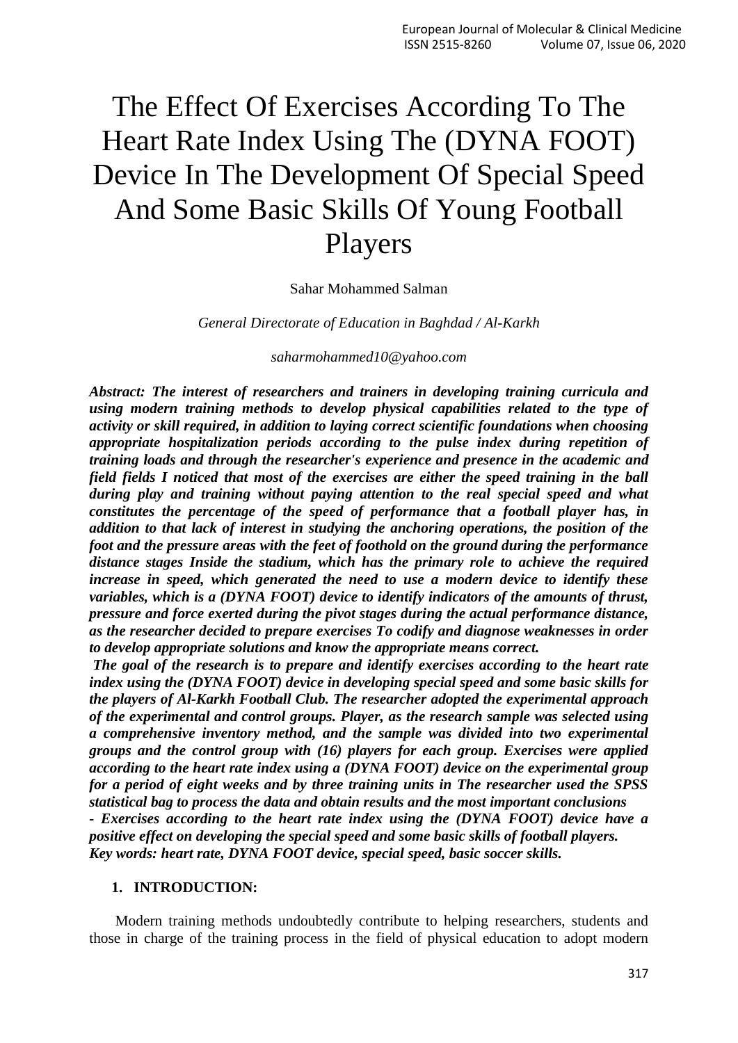# The Effect Of Exercises According To The Heart Rate Index Using The (DYNA FOOT) Device In The Development Of Special Speed And Some Basic Skills Of Young Football Players

Sahar Mohammed Salman

*General Directorate of Education in Baghdad / Al-Karkh*

*saharmohammed10@yahoo.com*

***Abstract: The interest of researchers and trainers in developing training curricula and using modern training methods to develop physical capabilities related to the type of activity or skill required, in addition to laying correct scientific foundations when choosing appropriate hospitalization periods according to the pulse index during repetition of training loads and through the researcher's experience and presence in the academic and field fields I noticed that most of the exercises are either the speed training in the ball during play and training without paying attention to the real special speed and what constitutes the percentage of the speed of performance that a football player has, in addition to that lack of interest in studying the anchoring operations, the position of the foot and the pressure areas with the feet of foothold on the ground during the performance distance stages Inside the stadium, which has the primary role to achieve the required increase in speed, which generated the need to use a modern device to identify these variables, which is a (DYNA FOOT) device to identify indicators of the amounts of thrust, pressure and force exerted during the pivot stages during the actual performance distance, as the researcher decided to prepare exercises To codify and diagnose weaknesses in order to develop appropriate solutions and know the appropriate means correct.***

***The goal of the research is to prepare and identify exercises according to the heart rate index using the (DYNA FOOT) device in developing special speed and some basic skills for the players of Al-Karkh Football Club. The researcher adopted the experimental approach of the experimental and control groups. Player, as the research sample was selected using a comprehensive inventory method, and the sample was divided into two experimental groups and the control group with (16) players for each group. Exercises were applied according to the heart rate index using a (DYNA FOOT) device on the experimental group for a period of eight weeks and by three training units in The researcher used the SPSS statistical bag to process the data and obtain results and the most important conclusions***

***- Exercises according to the heart rate index using the (DYNA FOOT) device have a positive effect on developing the special speed and some basic skills of football players.***

***Key words: heart rate, DYNA FOOT device, special speed, basic soccer skills.***

## 1. INTRODUCTION:

Modern training methods undoubtedly contribute to helping researchers, students and those in charge of the training process in the field of physical education to adopt modern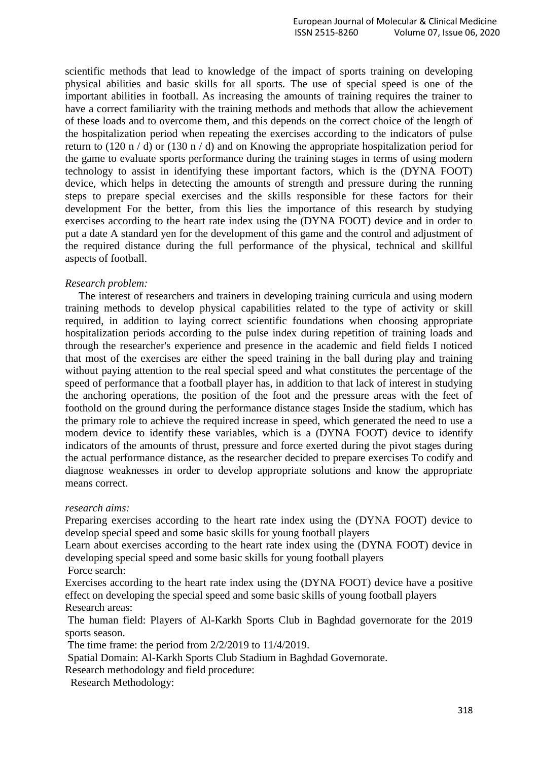scientific methods that lead to knowledge of the impact of sports training on developing physical abilities and basic skills for all sports. The use of special speed is one of the important abilities in football. As increasing the amounts of training requires the trainer to have a correct familiarity with the training methods and methods that allow the achievement of these loads and to overcome them, and this depends on the correct choice of the length of the hospitalization period when repeating the exercises according to the indicators of pulse return to (120 n / d) or (130 n / d) and on Knowing the appropriate hospitalization period for the game to evaluate sports performance during the training stages in terms of using modern technology to assist in identifying these important factors, which is the (DYNA FOOT) device, which helps in detecting the amounts of strength and pressure during the running steps to prepare special exercises and the skills responsible for these factors for their development For the better, from this lies the importance of this research by studying exercises according to the heart rate index using the (DYNA FOOT) device and in order to put a date A standard yen for the development of this game and the control and adjustment of the required distance during the full performance of the physical, technical and skillful aspects of football.

*Research problem:*

The interest of researchers and trainers in developing training curricula and using modern training methods to develop physical capabilities related to the type of activity or skill required, in addition to laying correct scientific foundations when choosing appropriate hospitalization periods according to the pulse index during repetition of training loads and through the researcher's experience and presence in the academic and field fields I noticed that most of the exercises are either the speed training in the ball during play and training without paying attention to the real special speed and what constitutes the percentage of the speed of performance that a football player has, in addition to that lack of interest in studying the anchoring operations, the position of the foot and the pressure areas with the feet of foothold on the ground during the performance distance stages Inside the stadium, which has the primary role to achieve the required increase in speed, which generated the need to use a modern device to identify these variables, which is a (DYNA FOOT) device to identify indicators of the amounts of thrust, pressure and force exerted during the pivot stages during the actual performance distance, as the researcher decided to prepare exercises To codify and diagnose weaknesses in order to develop appropriate solutions and know the appropriate means correct.

*research aims:*

Preparing exercises according to the heart rate index using the (DYNA FOOT) device to develop special speed and some basic skills for young football players

Learn about exercises according to the heart rate index using the (DYNA FOOT) device in developing special speed and some basic skills for young football players

Force search:

Exercises according to the heart rate index using the (DYNA FOOT) device have a positive effect on developing the special speed and some basic skills of young football players

Research areas:

The human field: Players of Al-Karkh Sports Club in Baghdad governorate for the 2019 sports season.

The time frame: the period from 2/2/2019 to 11/4/2019.

Spatial Domain: Al-Karkh Sports Club Stadium in Baghdad Governorate.

Research methodology and field procedure:

Research Methodology: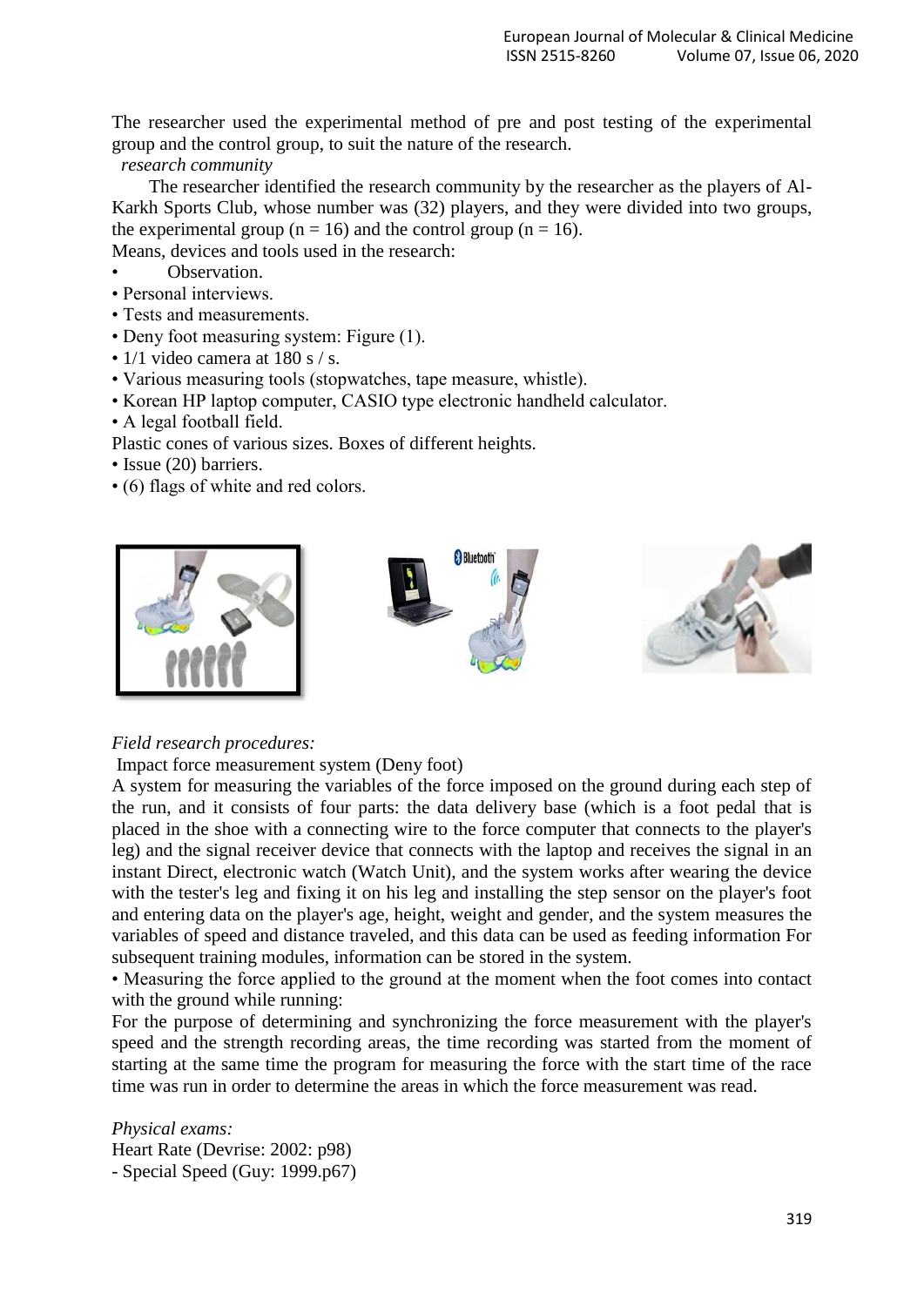The researcher used the experimental method of pre and post testing of the experimental group and the control group, to suit the nature of the research.

*research community*

The researcher identified the research community by the researcher as the players of Al-Karkh Sports Club, whose number was (32) players, and they were divided into two groups, the experimental group (n = 16) and the control group (n = 16).

Means, devices and tools used in the research:

- Observation.
- Personal interviews.
- Tests and measurements.
- Deny foot measuring system: Figure (1).
- 1/1 video camera at 180 s / s.
- Various measuring tools (stopwatches, tape measure, whistle).
- Korean HP laptop computer, CASIO type electronic handheld calculator.
- A legal football field.

Plastic cones of various sizes. Boxes of different heights.

- Issue (20) barriers.
- (6) flags of white and red colors.

*Field research procedures:*

Impact force measurement system (Deny foot)

A system for measuring the variables of the force imposed on the ground during each step of the run, and it consists of four parts: the data delivery base (which is a foot pedal that is placed in the shoe with a connecting wire to the force computer that connects to the player's leg) and the signal receiver device that connects with the laptop and receives the signal in an instant Direct, electronic watch (Watch Unit), and the system works after wearing the device with the tester's leg and fixing it on his leg and installing the step sensor on the player's foot and entering data on the player's age, height, weight and gender, and the system measures the variables of speed and distance traveled, and this data can be used as feeding information For subsequent training modules, information can be stored in the system.

- Measuring the force applied to the ground at the moment when the foot comes into contact with the ground while running:

For the purpose of determining and synchronizing the force measurement with the player's speed and the strength recording areas, the time recording was started from the moment of starting at the same time the program for measuring the force with the start time of the race time was run in order to determine the areas in which the force measurement was read.

*Physical exams:*

Heart Rate (Devrise: 2002: p98)

- Special Speed (Guy: 1999.p67)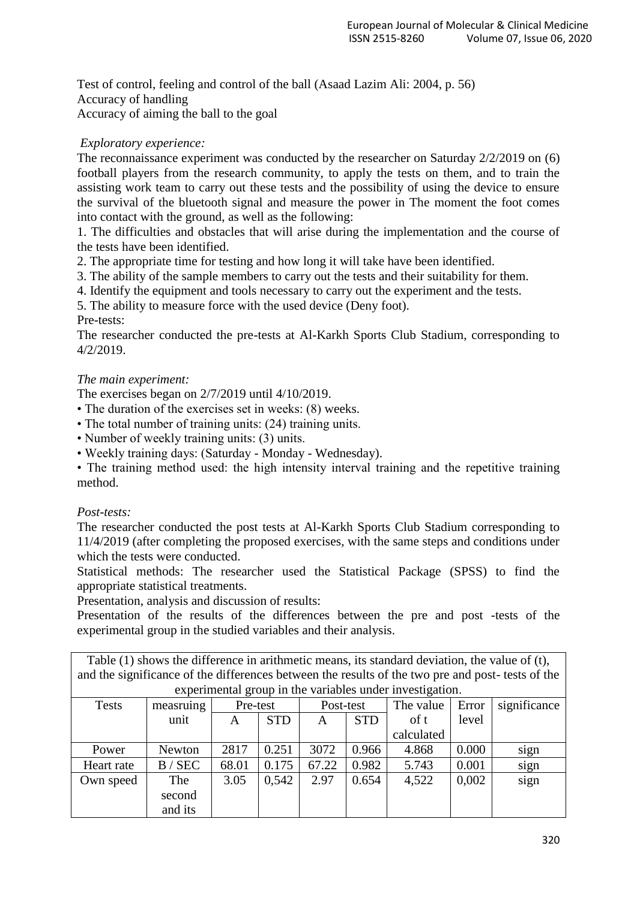Test of control, feeling and control of the ball (Asaad Lazim Ali: 2004, p. 56)
Accuracy of handling
Accuracy of aiming the ball to the goal

*Exploratory experience:*

The reconnaissance experiment was conducted by the researcher on Saturday 2/2/2019 on (6) football players from the research community, to apply the tests on them, and to train the assisting work team to carry out these tests and the possibility of using the device to ensure the survival of the bluetooth signal and measure the power in The moment the foot comes into contact with the ground, as well as the following:

1. The difficulties and obstacles that will arise during the implementation and the course of the tests have been identified.
2. The appropriate time for testing and how long it will take have been identified.
3. The ability of the sample members to carry out the tests and their suitability for them.
4. Identify the equipment and tools necessary to carry out the experiment and the tests.
5. The ability to measure force with the used device (Deny foot).

Pre-tests:

The researcher conducted the pre-tests at Al-Karkh Sports Club Stadium, corresponding to 4/2/2019.

*The main experiment:*

The exercises began on 2/7/2019 until 4/10/2019.

- The duration of the exercises set in weeks: (8) weeks.
- The total number of training units: (24) training units.
- Number of weekly training units: (3) units.
- Weekly training days: (Saturday - Monday - Wednesday).
- The training method used: the high intensity interval training and the repetitive training method.

*Post-tests:*

The researcher conducted the post tests at Al-Karkh Sports Club Stadium corresponding to 11/4/2019 (after completing the proposed exercises, with the same steps and conditions under which the tests were conducted.

Statistical methods: The researcher used the Statistical Package (SPSS) to find the appropriate statistical treatments.

Presentation, analysis and discussion of results:

Presentation of the results of the differences between the pre and post -tests of the experimental group in the studied variables and their analysis.

Table (1) shows the difference in arithmetic means, its standard deviation, the value of (t), and the significance of the differences between the results of the two pre and post- tests of the experimental group in the variables under investigation.

| Tests | measruing unit | Pre-test | | Post-test | | The value of t calculated | Error level | significance |
|---|---|---|---|---|---|---|---|---|
| | | A | STD | A | STD | | | |
| Power | Newton | 2817 | 0.251 | 3072 | 0.966 | 4.868 | 0.000 | sign |
| Heart rate | B / SEC | 68.01 | 0.175 | 67.22 | 0.982 | 5.743 | 0.001 | sign |
| Own speed | The second and its | 3.05 | 0,542 | 2.97 | 0.654 | 4,522 | 0,002 | sign |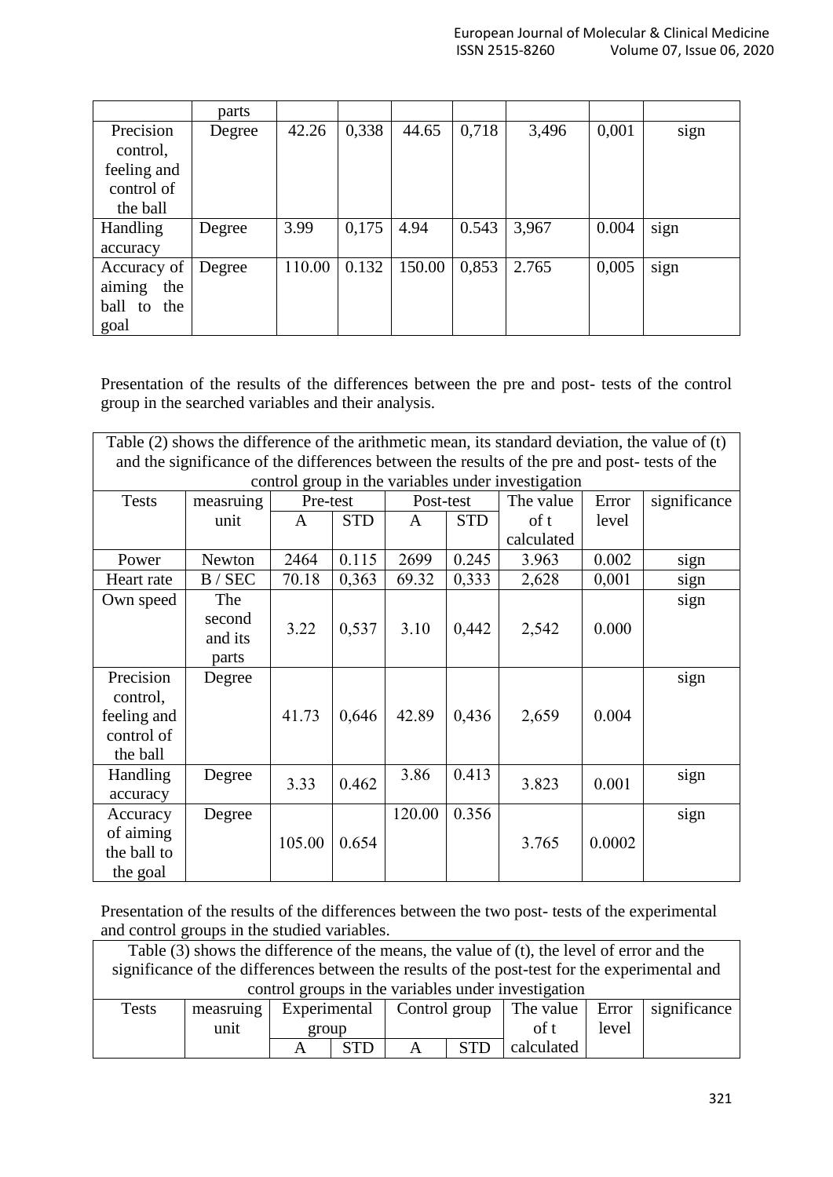| | parts | | | | | | | |
|---|---|---|---|---|---|---|---|---|
| Precision control, feeling and control of the ball | Degree | 42.26 | 0,338 | 44.65 | 0,718 | 3,496 | 0,001 | sign |
| Handling accuracy | Degree | 3.99 | 0,175 | 4.94 | 0.543 | 3,967 | 0.004 | sign |
| Accuracy of aiming the ball to the goal | Degree | 110.00 | 0.132 | 150.00 | 0,853 | 2.765 | 0,005 | sign |

Presentation of the results of the differences between the pre and post- tests of the control group in the searched variables and their analysis.

Table (2) shows the difference of the arithmetic mean, its standard deviation, the value of (t) and the significance of the differences between the results of the pre and post- tests of the control group in the variables under investigation

| Tests | measruing unit | Pre-test | | Post-test | | The value of t calculated | Error level | significance |
|---|---|---|---|---|---|---|---|---|
| | | A | STD | A | STD | | | |
| Power | Newton | 2464 | 0.115 | 2699 | 0.245 | 3.963 | 0.002 | sign |
| Heart rate | B / SEC | 70.18 | 0,363 | 69.32 | 0,333 | 2,628 | 0,001 | sign |
| Own speed | The second and its parts | 3.22 | 0,537 | 3.10 | 0,442 | 2,542 | 0.000 | sign |
| Precision control, feeling and control of the ball | Degree | 41.73 | 0,646 | 42.89 | 0,436 | 2,659 | 0.004 | sign |
| Handling accuracy | Degree | 3.33 | 0.462 | 3.86 | 0.413 | 3.823 | 0.001 | sign |
| Accuracy of aiming the ball to the goal | Degree | 105.00 | 0.654 | 120.00 | 0.356 | 3.765 | 0.0002 | sign |

Presentation of the results of the differences between the two post- tests of the experimental and control groups in the studied variables.

Table (3) shows the difference of the means, the value of (t), the level of error and the significance of the differences between the results of the post-test for the experimental and control groups in the variables under investigation

| Tests | measruing unit | Experimental group | | Control group | | The value of t calculated | Error level | significance |
|---|---|---|---|---|---|---|---|---|
| | | A | STD | A | STD | | | |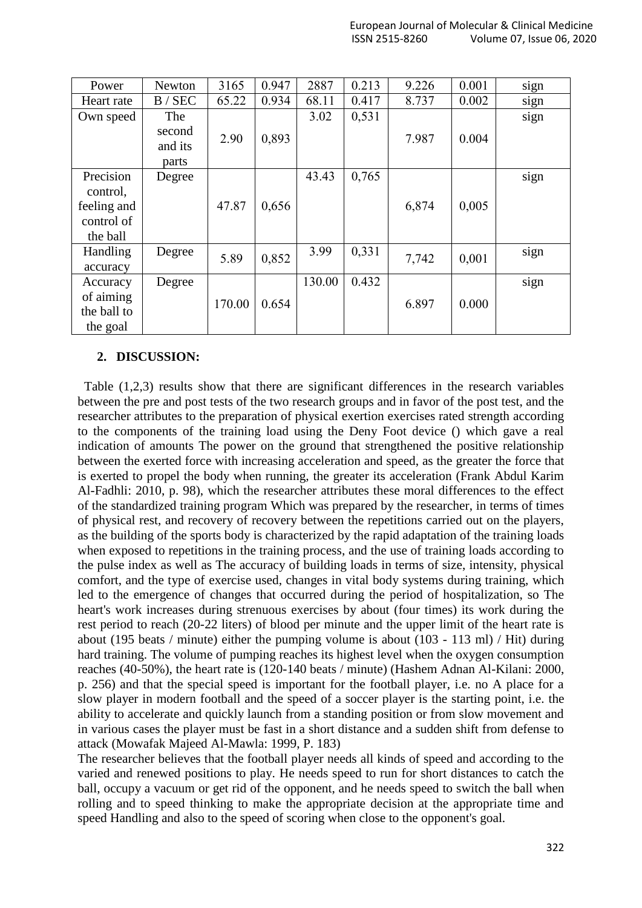| Power | Newton | 3165 | 0.947 | 2887 | 0.213 | 9.226 | 0.001 | sign |
|---|---|---|---|---|---|---|---|---|
| Heart rate | B / SEC | 65.22 | 0.934 | 68.11 | 0.417 | 8.737 | 0.002 | sign |
| Own speed | The second and its parts | 2.90 | 0,893 | 3.02 | 0,531 | 7.987 | 0.004 | sign |
| Precision control, feeling and control of the ball | Degree | 47.87 | 0,656 | 43.43 | 0,765 | 6,874 | 0,005 | sign |
| Handling accuracy | Degree | 5.89 | 0,852 | 3.99 | 0,331 | 7,742 | 0,001 | sign |
| Accuracy of aiming the ball to the goal | Degree | 170.00 | 0.654 | 130.00 | 0.432 | 6.897 | 0.000 | sign |

## 2. DISCUSSION:

Table (1,2,3) results show that there are significant differences in the research variables between the pre and post tests of the two research groups and in favor of the post test, and the researcher attributes to the preparation of physical exertion exercises rated strength according to the components of the training load using the Deny Foot device () which gave a real indication of amounts The power on the ground that strengthened the positive relationship between the exerted force with increasing acceleration and speed, as the greater the force that is exerted to propel the body when running, the greater its acceleration (Frank Abdul Karim Al-Fadhli: 2010, p. 98), which the researcher attributes these moral differences to the effect of the standardized training program Which was prepared by the researcher, in terms of times of physical rest, and recovery of recovery between the repetitions carried out on the players, as the building of the sports body is characterized by the rapid adaptation of the training loads when exposed to repetitions in the training process, and the use of training loads according to the pulse index as well as The accuracy of building loads in terms of size, intensity, physical comfort, and the type of exercise used, changes in vital body systems during training, which led to the emergence of changes that occurred during the period of hospitalization, so The heart's work increases during strenuous exercises by about (four times) its work during the rest period to reach (20-22 liters) of blood per minute and the upper limit of the heart rate is about (195 beats / minute) either the pumping volume is about (103 - 113 ml) / Hit) during hard training. The volume of pumping reaches its highest level when the oxygen consumption reaches (40-50%), the heart rate is (120-140 beats / minute) (Hashem Adnan Al-Kilani: 2000, p. 256) and that the special speed is important for the football player, i.e. no A place for a slow player in modern football and the speed of a soccer player is the starting point, i.e. the ability to accelerate and quickly launch from a standing position or from slow movement and in various cases the player must be fast in a short distance and a sudden shift from defense to attack (Mowafak Majeed Al-Mawla: 1999, P. 183)

The researcher believes that the football player needs all kinds of speed and according to the varied and renewed positions to play. He needs speed to run for short distances to catch the ball, occupy a vacuum or get rid of the opponent, and he needs speed to switch the ball when rolling and to speed thinking to make the appropriate decision at the appropriate time and speed Handling and also to the speed of scoring when close to the opponent's goal.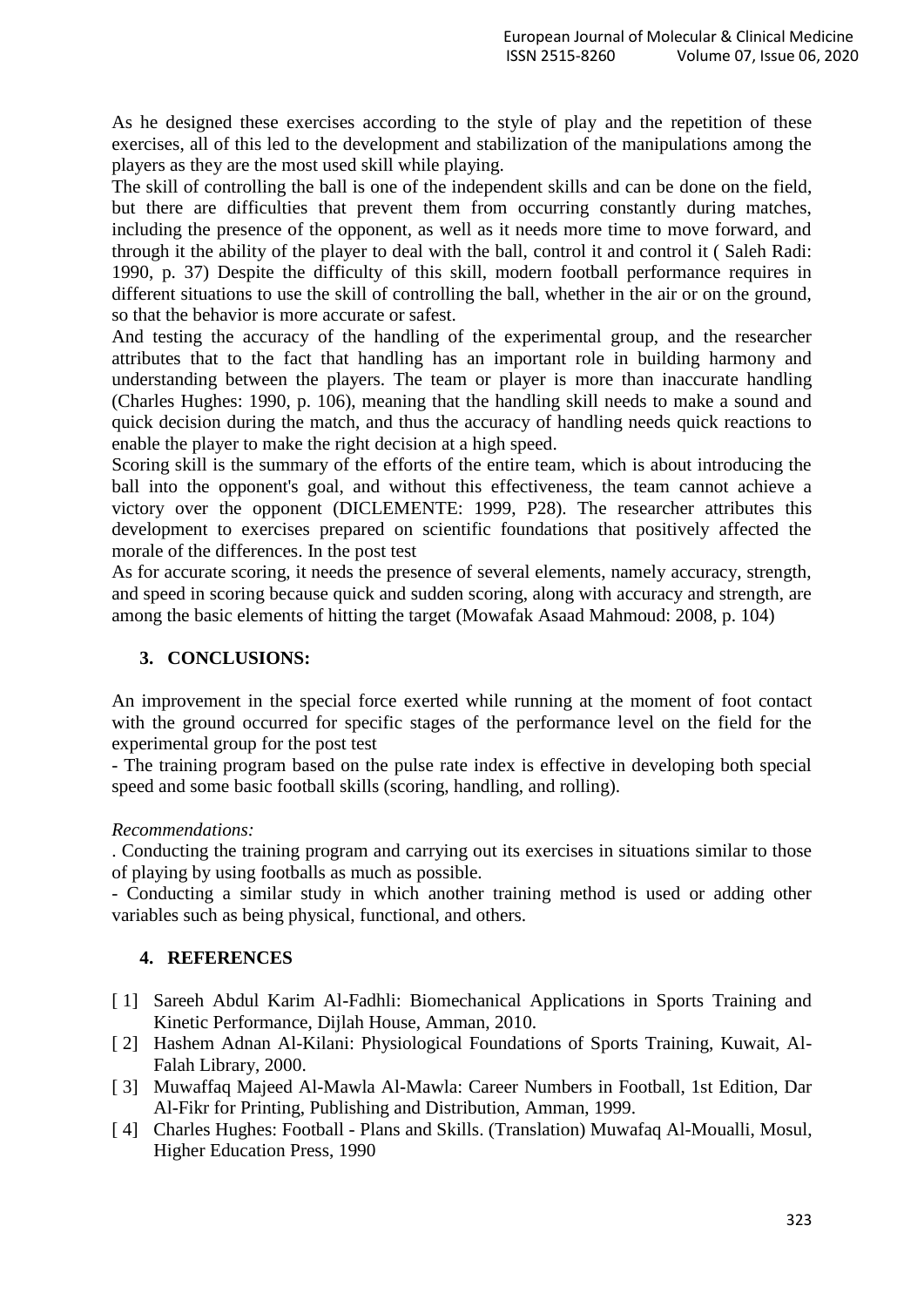As he designed these exercises according to the style of play and the repetition of these exercises, all of this led to the development and stabilization of the manipulations among the players as they are the most used skill while playing.

The skill of controlling the ball is one of the independent skills and can be done on the field, but there are difficulties that prevent them from occurring constantly during matches, including the presence of the opponent, as well as it needs more time to move forward, and through it the ability of the player to deal with the ball, control it and control it ( Saleh Radi: 1990, p. 37) Despite the difficulty of this skill, modern football performance requires in different situations to use the skill of controlling the ball, whether in the air or on the ground, so that the behavior is more accurate or safest.

And testing the accuracy of the handling of the experimental group, and the researcher attributes that to the fact that handling has an important role in building harmony and understanding between the players. The team or player is more than inaccurate handling (Charles Hughes: 1990, p. 106), meaning that the handling skill needs to make a sound and quick decision during the match, and thus the accuracy of handling needs quick reactions to enable the player to make the right decision at a high speed.

Scoring skill is the summary of the efforts of the entire team, which is about introducing the ball into the opponent's goal, and without this effectiveness, the team cannot achieve a victory over the opponent (DICLEMENTE: 1999, P28). The researcher attributes this development to exercises prepared on scientific foundations that positively affected the morale of the differences. In the post test

As for accurate scoring, it needs the presence of several elements, namely accuracy, strength, and speed in scoring because quick and sudden scoring, along with accuracy and strength, are among the basic elements of hitting the target (Mowafak Asaad Mahmoud: 2008, p. 104)

## 3. CONCLUSIONS:

An improvement in the special force exerted while running at the moment of foot contact with the ground occurred for specific stages of the performance level on the field for the experimental group for the post test

- The training program based on the pulse rate index is effective in developing both special speed and some basic football skills (scoring, handling, and rolling).

*Recommendations:*

. Conducting the training program and carrying out its exercises in situations similar to those of playing by using footballs as much as possible.

- Conducting a similar study in which another training method is used or adding other variables such as being physical, functional, and others.

## 4. REFERENCES

[ 1] Sareeh Abdul Karim Al-Fadhli: Biomechanical Applications in Sports Training and Kinetic Performance, Dijlah House, Amman, 2010.

[ 2] Hashem Adnan Al-Kilani: Physiological Foundations of Sports Training, Kuwait, Al-Falah Library, 2000.

[ 3] Muwaffaq Majeed Al-Mawla Al-Mawla: Career Numbers in Football, 1st Edition, Dar Al-Fikr for Printing, Publishing and Distribution, Amman, 1999.

[ 4] Charles Hughes: Football - Plans and Skills. (Translation) Muwafaq Al-Moualli, Mosul, Higher Education Press, 1990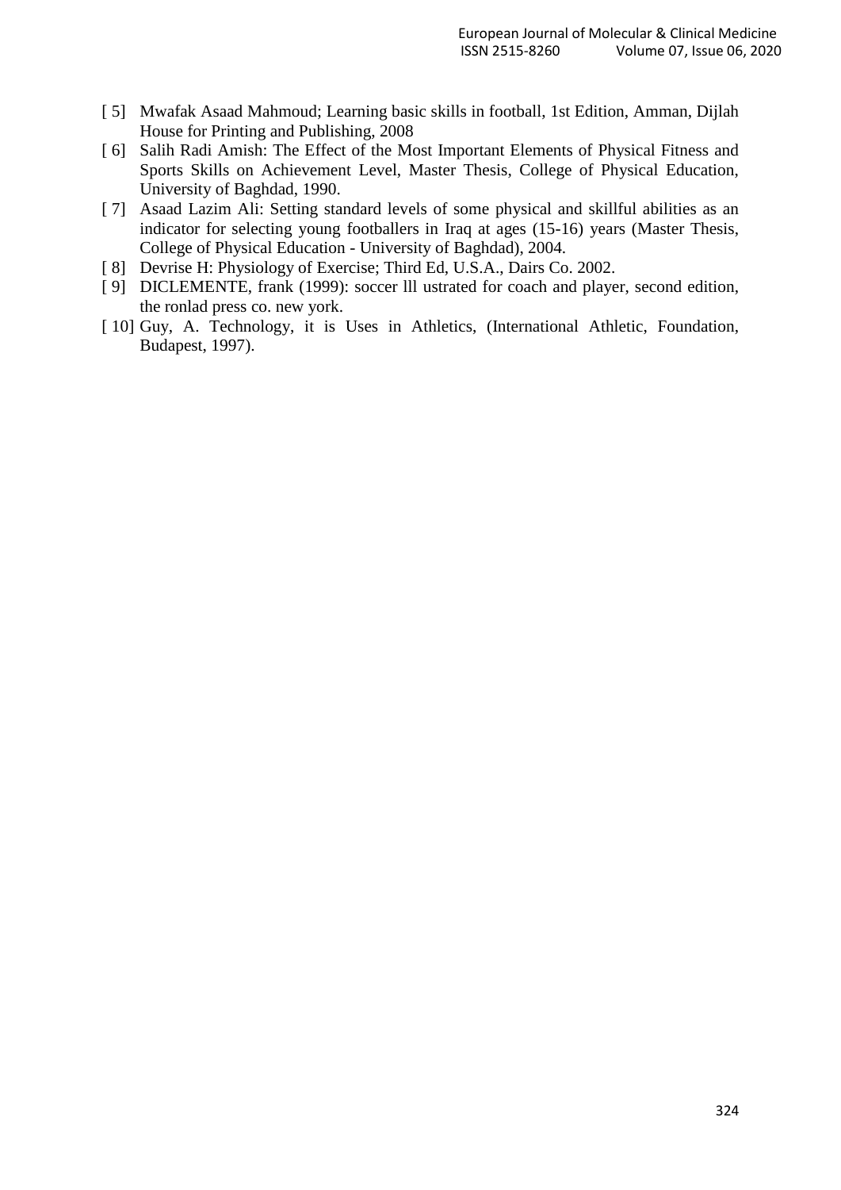[ 5] Mwafak Asaad Mahmoud; Learning basic skills in football, 1st Edition, Amman, Dijlah House for Printing and Publishing, 2008

[ 6] Salih Radi Amish: The Effect of the Most Important Elements of Physical Fitness and Sports Skills on Achievement Level, Master Thesis, College of Physical Education, University of Baghdad, 1990.

[ 7] Asaad Lazim Ali: Setting standard levels of some physical and skillful abilities as an indicator for selecting young footballers in Iraq at ages (15-16) years (Master Thesis, College of Physical Education - University of Baghdad), 2004.

[ 8] Devrise H: Physiology of Exercise; Third Ed, U.S.A., Dairs Co. 2002.

[ 9] DICLEMENTE, frank (1999): soccer lll ustrated for coach and player, second edition, the ronlad press co. new york.

[ 10] Guy, A. Technology, it is Uses in Athletics, (International Athletic, Foundation, Budapest, 1997).